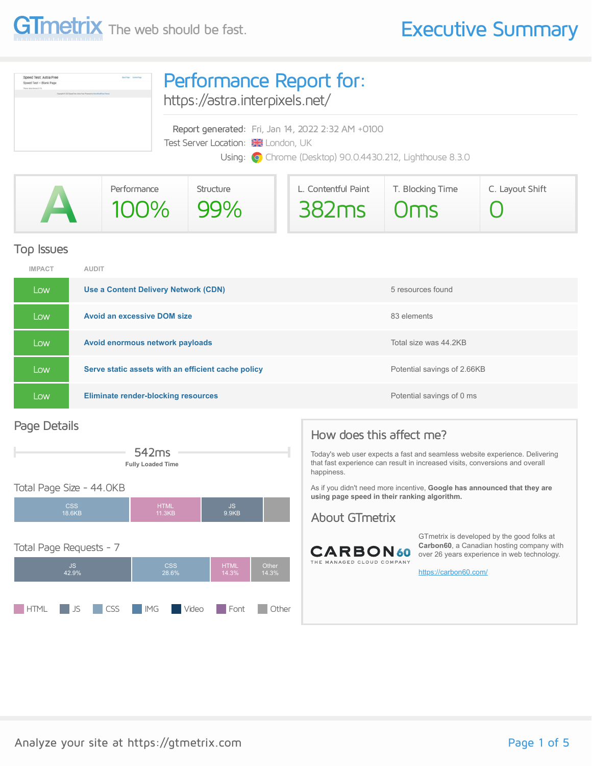# GTmetrix The web should be fast.

# Executive Summary

## Performance Report for:

https://astra.interpixels.net/

Report generated: Fri, Jan 14, 2022 2:32 AM +0100
Test Server Location: London, UK
Using: Chrome (Desktop) 90.0.4430.212, Lighthouse 8.3.0

| Grade | Performance | Structure | L. Contentful Paint | T. Blocking Time | C. Layout Shift |
|---|---|---|---|---|---|
| A | 100% | 99% | 382ms | 0ms | 0 |

## Top Issues

| IMPACT | AUDIT | |
|---|---|---|
| Low | **Use a Content Delivery Network (CDN)** | 5 resources found |
| Low | **Avoid an excessive DOM size** | 83 elements |
| Low | **Avoid enormous network payloads** | Total size was 44.2KB |
| Low | **Serve static assets with an efficient cache policy** | Potential savings of 2.66KB |
| Low | **Eliminate render-blocking resources** | Potential savings of 0 ms |

## Page Details

542ms
Fully Loaded Time

### Total Page Size - 44.0KB

CSS 18.6KB | HTML 11.3KB | JS 9.9KB

### Total Page Requests - 7

JS 42.9% | CSS 28.6% | HTML 14.3% | Other 14.3%

HTML, JS, CSS, IMG, Video, Font, Other

## How does this affect me?

Today's web user expects a fast and seamless website experience. Delivering that fast experience can result in increased visits, conversions and overall happiness.

As if you didn't need more incentive, **Google has announced that they are using page speed in their ranking algorithm.**

## About GTmetrix

CARBON60 THE MANAGED CLOUD COMPANY

GTmetrix is developed by the good folks at **Carbon60**, a Canadian hosting company with over 26 years experience in web technology.

https://carbon60.com/

Analyze your site at https://gtmetrix.com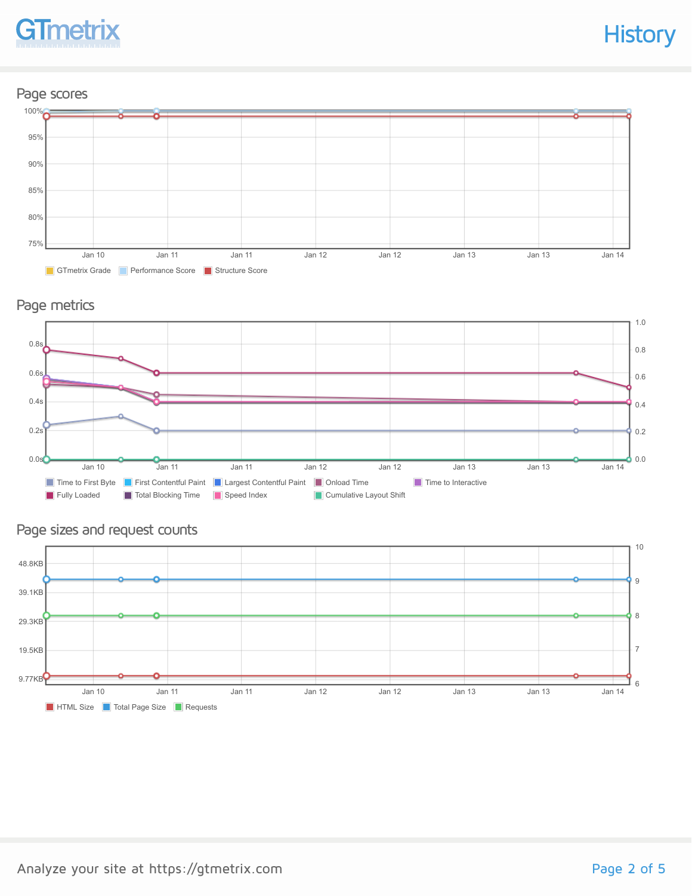# History

## Page scores

100%
95%
90%
85%
80%
75%

Jan 10 | Jan 11 | Jan 11 | Jan 12 | Jan 12 | Jan 13 | Jan 13 | Jan 14

GTmetrix Grade | Performance Score | Structure Score

## Page metrics

0.8s
0.6s
0.4s
0.2s
0.0s

1.0
0.8
0.6
0.4
0.2
0.0

Jan 10 | Jan 11 | Jan 11 | Jan 12 | Jan 12 | Jan 13 | Jan 13 | Jan 14

Time to First Byte | First Contentful Paint | Largest Contentful Paint | Onload Time | Time to Interactive | Fully Loaded | Total Blocking Time | Speed Index | Cumulative Layout Shift

## Page sizes and request counts

48.8KB
39.1KB
29.3KB
19.5KB
9.77KB

10
9
8
7
6

Jan 10 | Jan 11 | Jan 11 | Jan 12 | Jan 12 | Jan 13 | Jan 13 | Jan 14

HTML Size | Total Page Size | Requests

Analyze your site at https://gtmetrix.com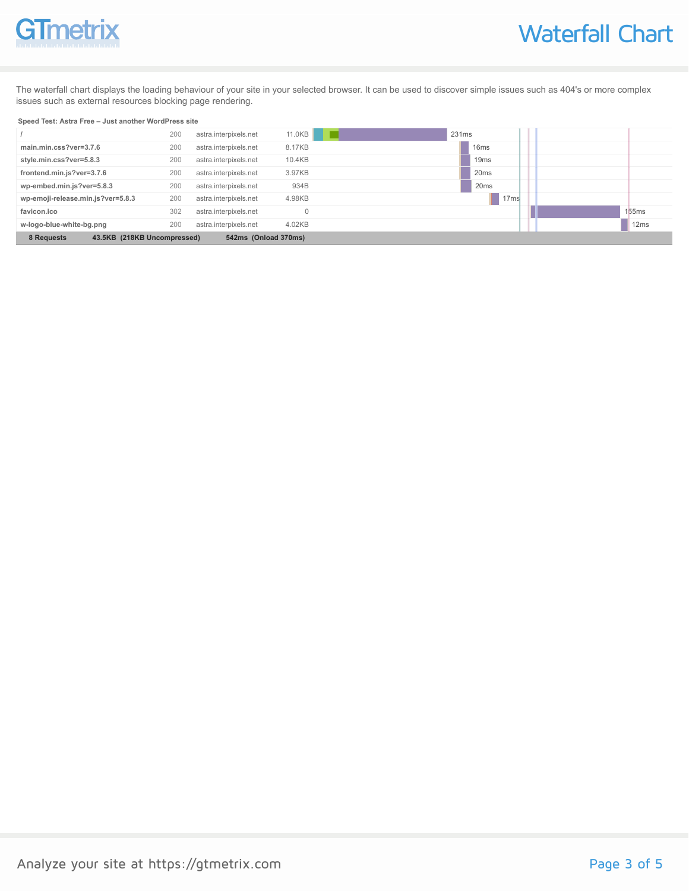# Waterfall Chart

The waterfall chart displays the loading behaviour of your site in your selected browser. It can be used to discover simple issues such as 404's or more complex issues such as external resources blocking page rendering.

**Speed Test: Astra Free – Just another WordPress site**

| Request | Status | Domain | Size | Time |
|---|---|---|---|---|
| / | 200 | astra.interpixels.net | 11.0KB | 231ms |
| main.min.css?ver=3.7.6 | 200 | astra.interpixels.net | 8.17KB | 16ms |
| style.min.css?ver=5.8.3 | 200 | astra.interpixels.net | 10.4KB | 19ms |
| frontend.min.js?ver=3.7.6 | 200 | astra.interpixels.net | 3.97KB | 20ms |
| wp-embed.min.js?ver=5.8.3 | 200 | astra.interpixels.net | 934B | 20ms |
| wp-emoji-release.min.js?ver=5.8.3 | 200 | astra.interpixels.net | 4.98KB | 17ms |
| favicon.ico | 302 | astra.interpixels.net | 0 | 155ms |
| w-logo-blue-white-bg.png | 200 | astra.interpixels.net | 4.02KB | 12ms |
| **8 Requests** | | | **43.5KB (218KB Uncompressed)** | **542ms (Onload 370ms)** |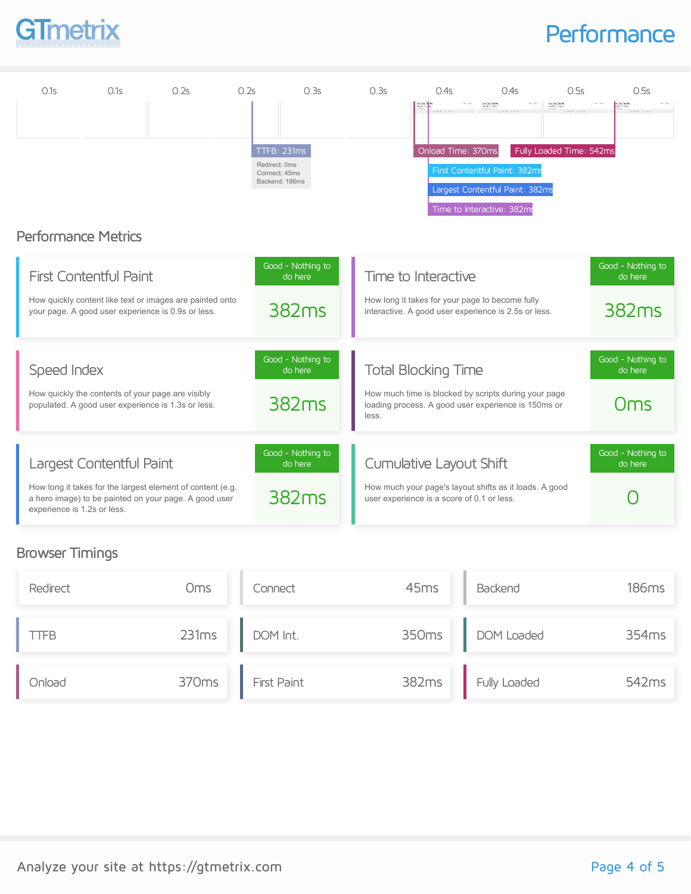# Performance

| 0.1s | 0.1s | 0.2s | 0.2s | 0.3s | 0.3s | 0.4s | 0.4s | 0.5s | 0.5s |
|---|---|---|---|---|---|---|---|---|---|

TTFB: 231ms
Redirect: 0ms
Connect: 45ms
Backend: 186ms

Onload Time: 370ms

Fully Loaded Time: 542ms

First Contentful Paint: 382ms

Largest Contentful Paint: 382ms

Time to Interactive: 382ms

## Performance Metrics

### First Contentful Paint

How quickly content like text or images are painted onto your page. A good user experience is 0.9s or less.

Good - Nothing to do here

382ms

### Time to Interactive

How long it takes for your page to become fully interactive. A good user experience is 2.5s or less.

Good - Nothing to do here

382ms

### Speed Index

How quickly the contents of your page are visibly populated. A good user experience is 1.3s or less.

Good - Nothing to do here

382ms

### Total Blocking Time

How much time is blocked by scripts during your page loading process. A good user experience is 150ms or less.

Good - Nothing to do here

0ms

### Largest Contentful Paint

How long it takes for the largest element of content (e.g. a hero image) to be painted on your page. A good user experience is 1.2s or less.

Good - Nothing to do here

382ms

### Cumulative Layout Shift

How much your page's layout shifts as it loads. A good user experience is a score of 0.1 or less.

Good - Nothing to do here

0

## Browser Timings

| Timing | Value |
|---|---|
| Redirect | 0ms |
| Connect | 45ms |
| Backend | 186ms |
| TTFB | 231ms |
| DOM Int. | 350ms |
| DOM Loaded | 354ms |
| Onload | 370ms |
| First Paint | 382ms |
| Fully Loaded | 542ms |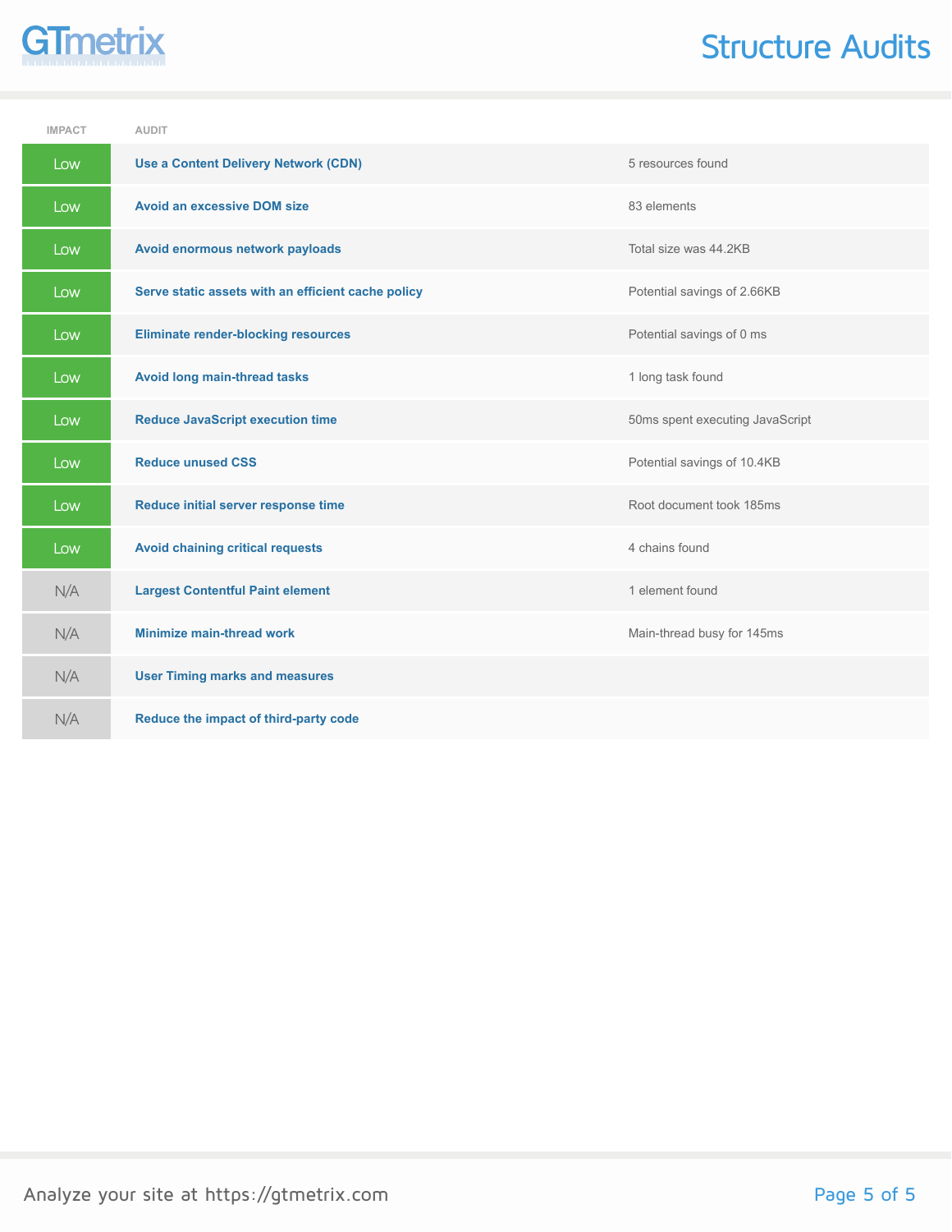# Structure Audits

| IMPACT | AUDIT | |
|---|---|---|
| Low | **Use a Content Delivery Network (CDN)** | 5 resources found |
| Low | **Avoid an excessive DOM size** | 83 elements |
| Low | **Avoid enormous network payloads** | Total size was 44.2KB |
| Low | **Serve static assets with an efficient cache policy** | Potential savings of 2.66KB |
| Low | **Eliminate render-blocking resources** | Potential savings of 0 ms |
| Low | **Avoid long main-thread tasks** | 1 long task found |
| Low | **Reduce JavaScript execution time** | 50ms spent executing JavaScript |
| Low | **Reduce unused CSS** | Potential savings of 10.4KB |
| Low | **Reduce initial server response time** | Root document took 185ms |
| Low | **Avoid chaining critical requests** | 4 chains found |
| N/A | **Largest Contentful Paint element** | 1 element found |
| N/A | **Minimize main-thread work** | Main-thread busy for 145ms |
| N/A | **User Timing marks and measures** | |
| N/A | **Reduce the impact of third-party code** | |

Analyze your site at https://gtmetrix.com